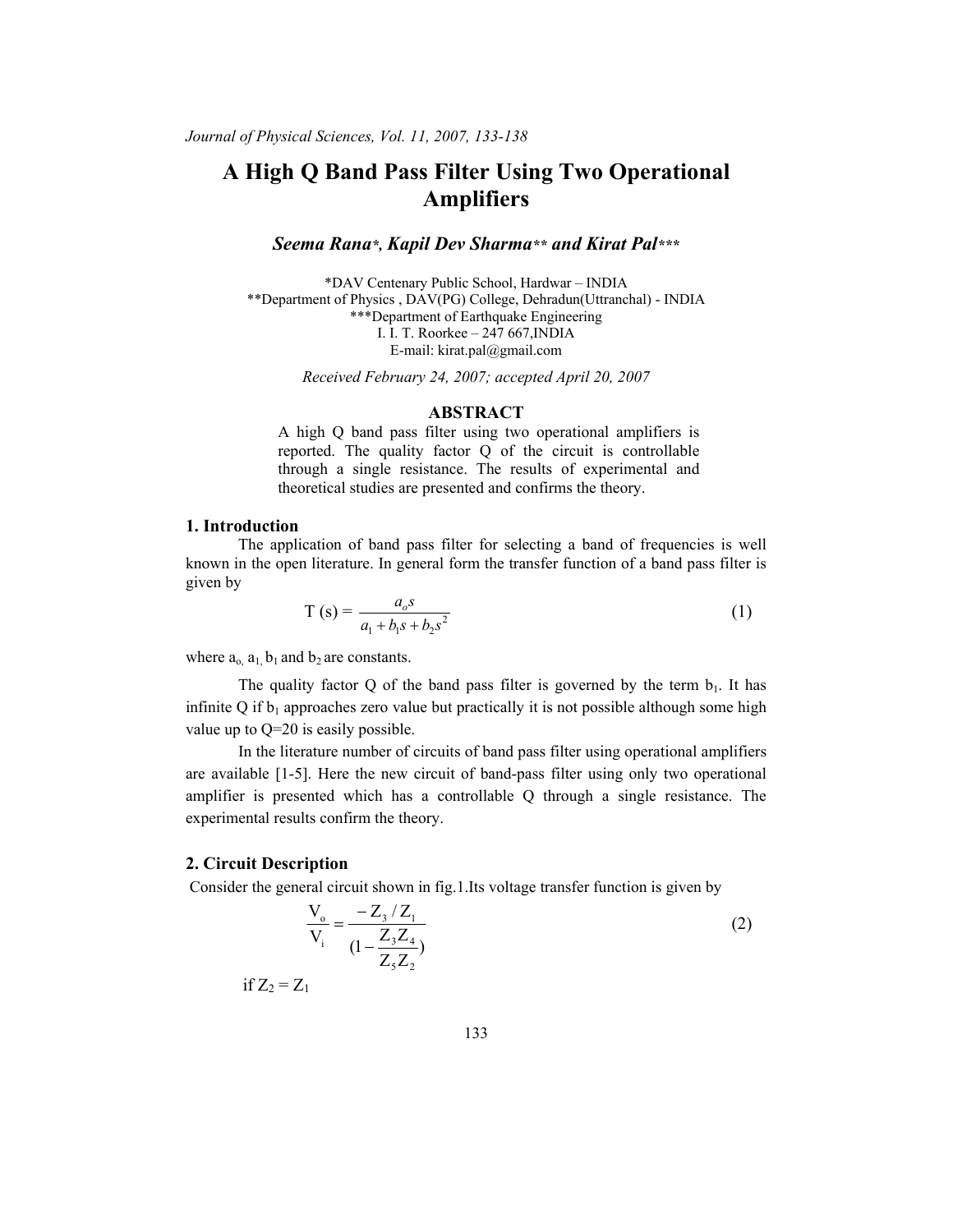# A High Q Band Pass Filter Using Two Operational Amplifiers

***Seema Rana*, Kapil Dev Sharma** and Kirat Pal****

*DAV Centenary Public School, Hardwar – INDIA
**Department of Physics , DAV(PG) College, Dehradun(Uttranchal) - INDIA
***Department of Earthquake Engineering
I. I. T. Roorkee – 247 667,INDIA
E-mail: kirat.pal@gmail.com

*Received February 24, 2007; accepted April 20, 2007*

## ABSTRACT

A high Q band pass filter using two operational amplifiers is reported. The quality factor Q of the circuit is controllable through a single resistance. The results of experimental and theoretical studies are presented and confirms the theory.

## 1. Introduction

The application of band pass filter for selecting a band of frequencies is well known in the open literature. In general form the transfer function of a band pass filter is given by

$$T(s) = \frac{a_o s}{a_1 + b_1 s + b_2 s^2} \tag{1}$$

where $a_o$, $a_1$, $b_1$ and $b_2$ are constants.

The quality factor Q of the band pass filter is governed by the term $b_1$. It has infinite Q if $b_1$ approaches zero value but practically it is not possible although some high value up to Q=20 is easily possible.

In the literature number of circuits of band pass filter using operational amplifiers are available [1-5]. Here the new circuit of band-pass filter using only two operational amplifier is presented which has a controllable Q through a single resistance. The experimental results confirm the theory.

## 2. Circuit Description

Consider the general circuit shown in fig.1.Its voltage transfer function is given by

$$\frac{V_o}{V_i} = \frac{-Z_3 / Z_1}{(1 - \dfrac{Z_3 Z_4}{Z_5 Z_2})} \tag{2}$$

if $Z_2 = Z_1$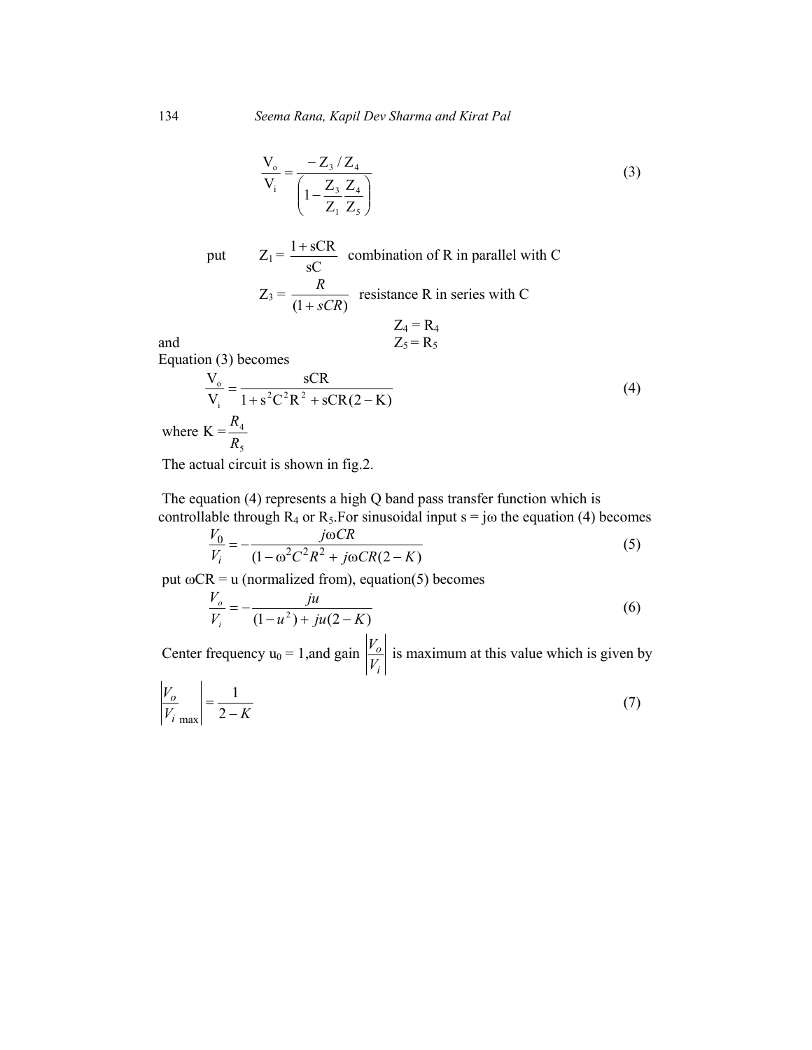$$\frac{V_o}{V_i} = \frac{-Z_3/Z_4}{\left(1 - \dfrac{Z_3}{Z_1}\dfrac{Z_4}{Z_5}\right)} \tag{3}$$

put $\quad Z_1 = \dfrac{1+sCR}{sC}$ combination of R in parallel with C

$Z_3 = \dfrac{R}{(1+sCR)}$ resistance R in series with C

$Z_4 = R_4$

and $\quad Z_5 = R_5$

Equation (3) becomes

$$\frac{V_o}{V_i} = \frac{sCR}{1 + s^2C^2R^2 + sCR(2-K)} \tag{4}$$

where $K = \dfrac{R_4}{R_5}$

The actual circuit is shown in fig.2.

The equation (4) represents a high Q band pass transfer function which is controllable through $R_4$ or $R_5$.For sinusoidal input $s = j\omega$ the equation (4) becomes

$$\frac{V_0}{V_i} = -\frac{j\omega CR}{(1-\omega^2C^2R^2 + j\omega CR(2-K)} \tag{5}$$

put $\omega CR = u$ (normalized from), equation(5) becomes

$$\frac{V_o}{V_i} = -\frac{ju}{(1-u^2) + ju(2-K)} \tag{6}$$

Center frequency $u_0 = 1$,and gain $\left|\dfrac{V_o}{V_i}\right|$ is maximum at this value which is given by

$$\left|\frac{V_o}{V_{i\ \max}}\right| = \frac{1}{2-K} \tag{7}$$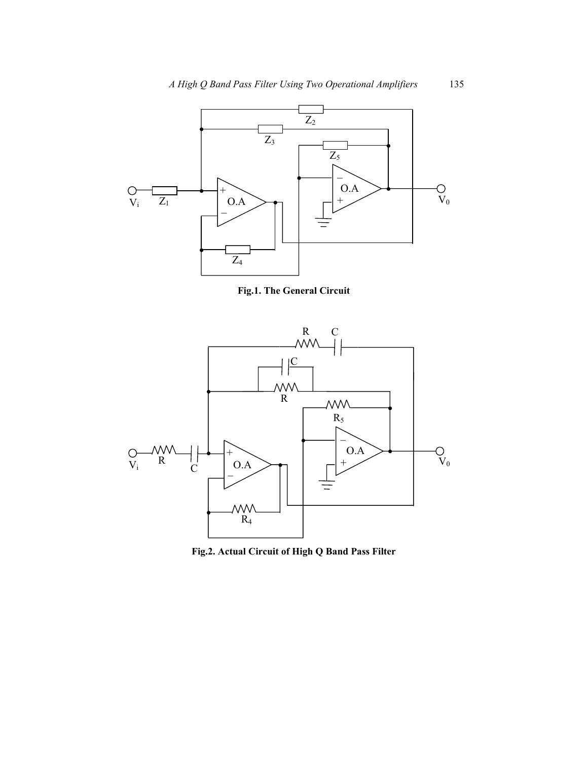**Fig.1. The General Circuit**

**Fig.2. Actual Circuit of High Q Band Pass Filter**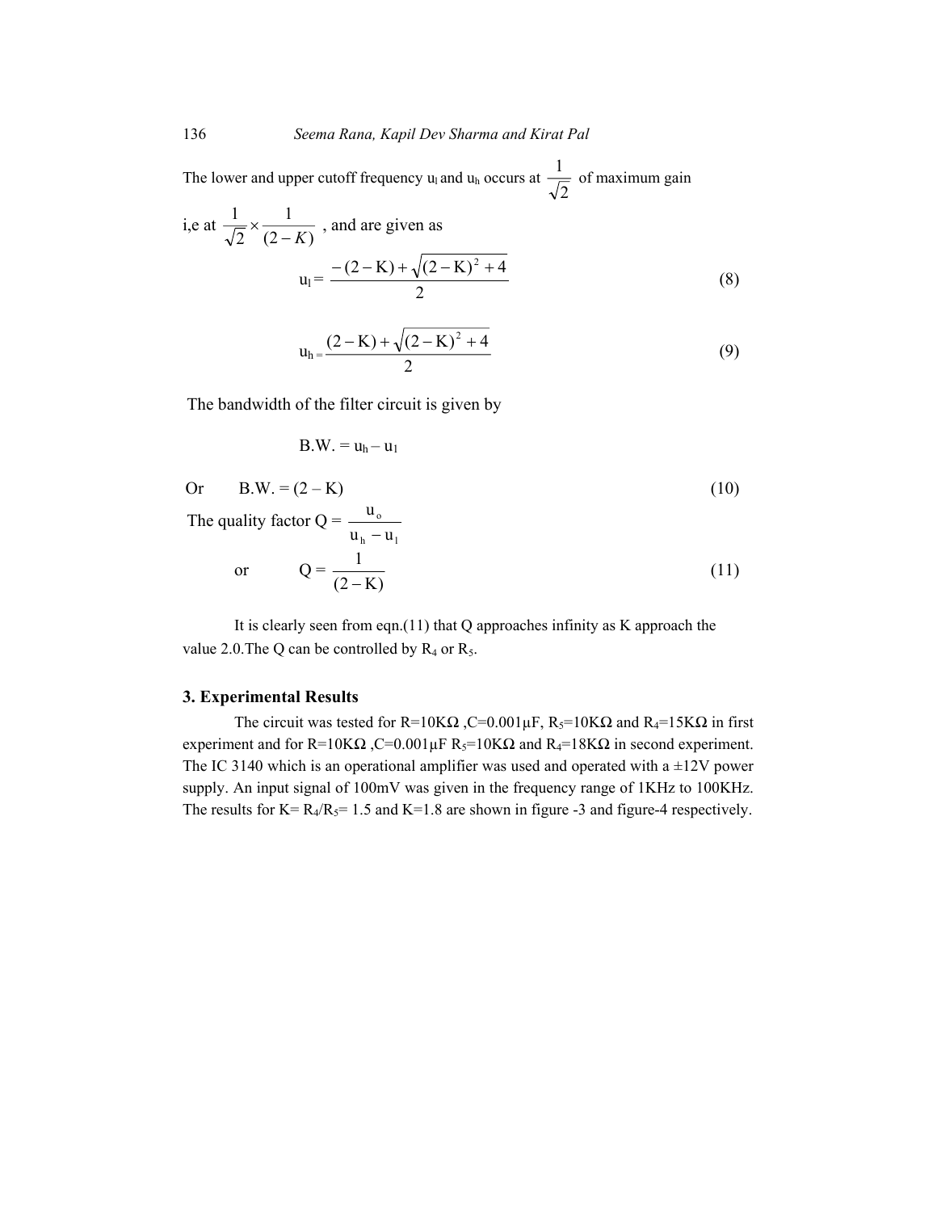The lower and upper cutoff frequency $u_l$ and $u_h$ occurs at $\frac{1}{\sqrt{2}}$ of maximum gain

i,e at $\frac{1}{\sqrt{2}} \times \frac{1}{(2-K)}$ , and are given as

$$u_l = \frac{-(2-\mathrm{K}) + \sqrt{(2-\mathrm{K})^2 + 4}}{2} \tag{8}$$

$$u_h = \frac{(2-\mathrm{K}) + \sqrt{(2-\mathrm{K})^2 + 4}}{2} \tag{9}$$

The bandwidth of the filter circuit is given by

$$\text{B.W.} = u_h - u_1$$

Or

$$\text{B.W.} = (2 - \mathrm{K}) \tag{10}$$

The quality factor $Q = \frac{u_o}{u_h - u_l}$

or

$$Q = \frac{1}{(2-\mathrm{K})} \tag{11}$$

It is clearly seen from eqn.(11) that Q approaches infinity as K approach the value 2.0.The Q can be controlled by $R_4$ or $R_5$.

### 3. Experimental Results

The circuit was tested for R=10KΩ ,C=0.001µF, $R_5$=10KΩ and $R_4$=15KΩ in first experiment and for R=10KΩ ,C=0.001µF $R_5$=10KΩ and $R_4$=18KΩ in second experiment. The IC 3140 which is an operational amplifier was used and operated with a ±12V power supply. An input signal of 100mV was given in the frequency range of 1KHz to 100KHz. The results for K= $R_4/R_5$= 1.5 and K=1.8 are shown in figure -3 and figure-4 respectively.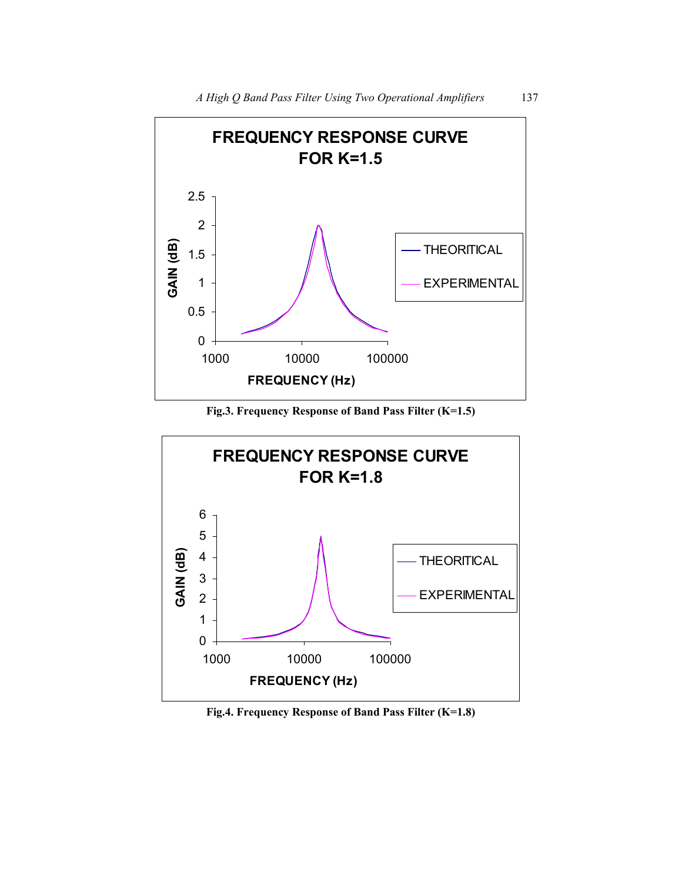Fig.3. Frequency Response of Band Pass Filter (K=1.5)

Fig.4. Frequency Response of Band Pass Filter (K=1.8)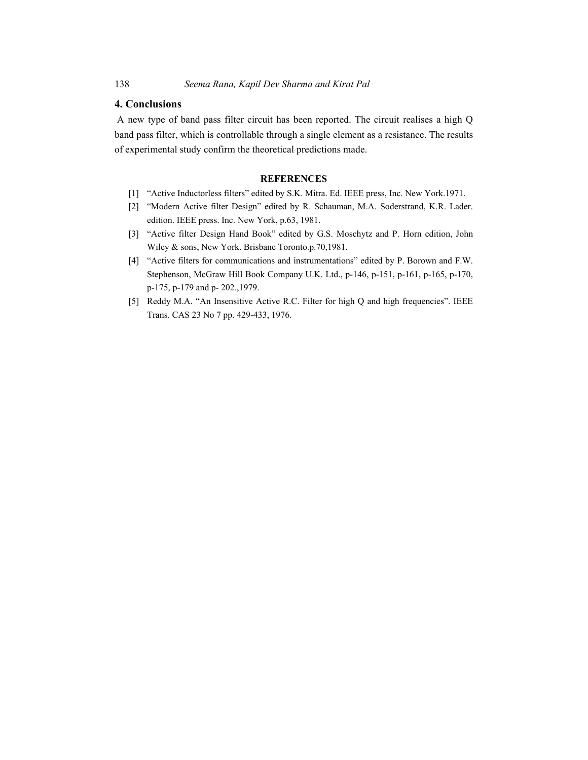## 4. Conclusions

A new type of band pass filter circuit has been reported. The circuit realises a high Q band pass filter, which is controllable through a single element as a resistance. The results of experimental study confirm the theoretical predictions made.

### REFERENCES

[1] "Active Inductorless filters" edited by S.K. Mitra. Ed. IEEE press, Inc. New York.1971.

[2] "Modern Active filter Design" edited by R. Schauman, M.A. Soderstrand, K.R. Lader. edition. IEEE press. Inc. New York, p.63, 1981.

[3] "Active filter Design Hand Book" edited by G.S. Moschytz and P. Horn edition, John Wiley & sons, New York. Brisbane Toronto.p.70,1981.

[4] "Active filters for communications and instrumentations" edited by P. Borown and F.W. Stephenson, McGraw Hill Book Company U.K. Ltd., p-146, p-151, p-161, p-165, p-170, p-175, p-179 and p- 202.,1979.

[5] Reddy M.A. "An Insensitive Active R.C. Filter for high Q and high frequencies". IEEE Trans. CAS 23 No 7 pp. 429-433, 1976.